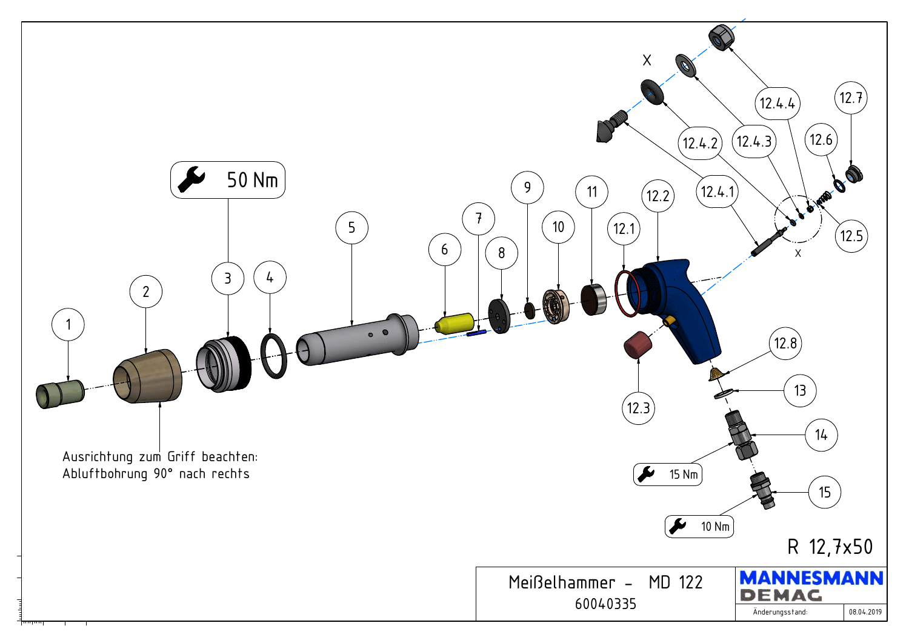50 Nm

Ausrichtung zum Griff beachten:
Abluftbohrung 90° nach rechts

1, 2, 3, 4, 5, 6, 7, 8, 9, 10, 11, 12.1, 12.2, 12.3, 12.4.1, 12.4.2, 12.4.3, 12.4.4, 12.5, 12.6, 12.7, 12.8, 13, 14, 15

X

15 Nm

10 Nm

R 12,7x50

| Meißelhammer – MD 122 | MANNESMANN DEMAG |
|---|---|
| 60040335 | Änderungsstand: 08.04.2019 |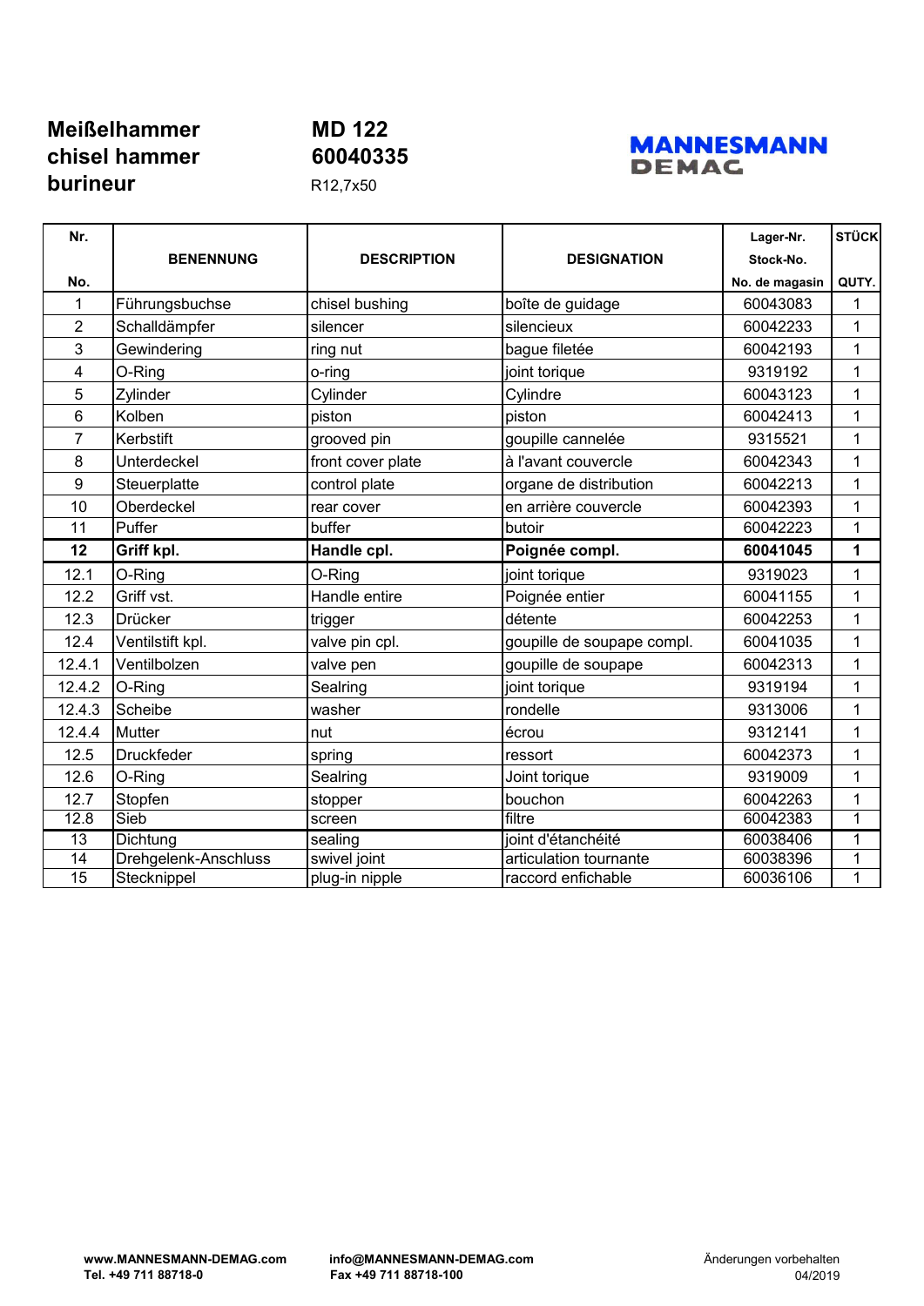**Meißelhammer**
**chisel hammer**
**burineur**

**MD 122**
**60040335**
R12,7x50

MANNESMANN DEMAG

| Nr. / No. | BENENNUNG | DESCRIPTION | DESIGNATION | Lager-Nr. / Stock-No. / No. de magasin | STÜCK / QUTY. |
|---|---|---|---|---|---|
| 1 | Führungsbuchse | chisel bushing | boîte de guidage | 60043083 | 1 |
| 2 | Schalldämpfer | silencer | silencieux | 60042233 | 1 |
| 3 | Gewindering | ring nut | bague filetée | 60042193 | 1 |
| 4 | O-Ring | o-ring | joint torique | 9319192 | 1 |
| 5 | Zylinder | Cylinder | Cylindre | 60043123 | 1 |
| 6 | Kolben | piston | piston | 60042413 | 1 |
| 7 | Kerbstift | grooved pin | goupille cannelée | 9315521 | 1 |
| 8 | Unterdeckel | front cover plate | à l'avant couvercle | 60042343 | 1 |
| 9 | Steuerplatte | control plate | organe de distribution | 60042213 | 1 |
| 10 | Oberdeckel | rear cover | en arrière couvercle | 60042393 | 1 |
| 11 | Puffer | buffer | butoir | 60042223 | 1 |
| **12** | **Griff kpl.** | **Handle cpl.** | **Poignée compl.** | **60041045** | **1** |
| 12.1 | O-Ring | O-Ring | joint torique | 9319023 | 1 |
| 12.2 | Griff vst. | Handle entire | Poignée entier | 60041155 | 1 |
| 12.3 | Drücker | trigger | détente | 60042253 | 1 |
| 12.4 | Ventilstift kpl. | valve pin cpl. | goupille de soupape compl. | 60041035 | 1 |
| 12.4.1 | Ventilbolzen | valve pen | goupille de soupape | 60042313 | 1 |
| 12.4.2 | O-Ring | Sealring | joint torique | 9319194 | 1 |
| 12.4.3 | Scheibe | washer | rondelle | 9313006 | 1 |
| 12.4.4 | Mutter | nut | écrou | 9312141 | 1 |
| 12.5 | Druckfeder | spring | ressort | 60042373 | 1 |
| 12.6 | O-Ring | Sealring | Joint torique | 9319009 | 1 |
| 12.7 | Stopfen | stopper | bouchon | 60042263 | 1 |
| 12.8 | Sieb | screen | filtre | 60042383 | 1 |
| 13 | Dichtung | sealing | joint d'étanchéité | 60038406 | 1 |
| 14 | Drehgelenk-Anschluss | swivel joint | articulation tournante | 60038396 | 1 |
| 15 | Stecknippel | plug-in nipple | raccord enfichable | 60036106 | 1 |

**www.MANNESMANN-DEMAG.com**
**Tel. +49 711 88718-0**

**info@MANNESMANN-DEMAG.com**
**Fax +49 711 88718-100**

Änderungen vorbehalten
04/2019